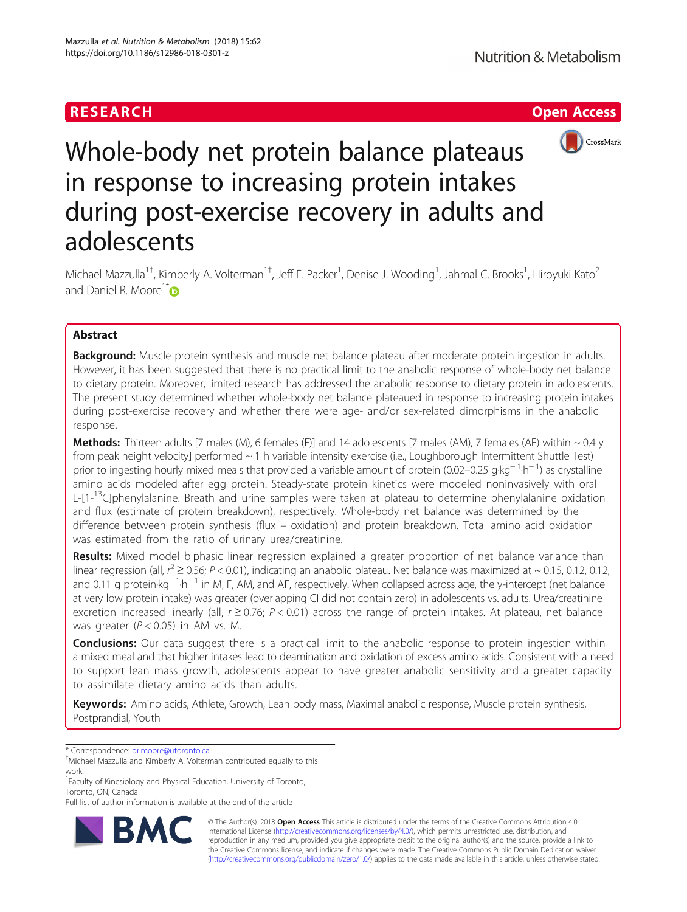RESEARCH Open Access

# Whole-body net protein balance plateaus in response to increasing protein intakes during post-exercise recovery in adults and adolescents

Michael Mazzulla[1†], Kimberly A. Volterman[1†], Jeff E. Packer[1], Denise J. Wooding[1], Jahmal C. Brooks[1], Hiroyuki Kato[2] and Daniel R. Moore[1*]

## Abstract

**Background:** Muscle protein synthesis and muscle net balance plateau after moderate protein ingestion in adults. However, it has been suggested that there is no practical limit to the anabolic response of whole-body net balance to dietary protein. Moreover, limited research has addressed the anabolic response to dietary protein in adolescents. The present study determined whether whole-body net balance plateaued in response to increasing protein intakes during post-exercise recovery and whether there were age- and/or sex-related dimorphisms in the anabolic response.

**Methods:** Thirteen adults [7 males (M), 6 females (F)] and 14 adolescents [7 males (AM), 7 females (AF) within ~ 0.4 y from peak height velocity] performed ~ 1 h variable intensity exercise (i.e., Loughborough Intermittent Shuttle Test) prior to ingesting hourly mixed meals that provided a variable amount of protein (0.02–0.25 $g{\cdot}kg^{-1}{\cdot}h^{-1}$) as crystalline amino acids modeled after egg protein. Steady-state protein kinetics were modeled noninvasively with oral L-[1-$^{13}$C]phenylalanine. Breath and urine samples were taken at plateau to determine phenylalanine oxidation and flux (estimate of protein breakdown), respectively. Whole-body net balance was determined by the difference between protein synthesis (flux − oxidation) and protein breakdown. Total amino acid oxidation was estimated from the ratio of urinary urea/creatinine.

**Results:** Mixed model biphasic linear regression explained a greater proportion of net balance variance than linear regression (all, $r^2 \geq 0.56$; $P < 0.01$), indicating an anabolic plateau. Net balance was maximized at ~ 0.15, 0.12, 0.12, and 0.11 g $protein{\cdot}kg^{-1}{\cdot}h^{-1}$ in M, F, AM, and AF, respectively. When collapsed across age, the y-intercept (net balance at very low protein intake) was greater (overlapping CI did not contain zero) in adolescents vs. adults. Urea/creatinine excretion increased linearly (all, $r \geq 0.76$; $P < 0.01$) across the range of protein intakes. At plateau, net balance was greater ($P < 0.05$) in AM vs. M.

**Conclusions:** Our data suggest there is a practical limit to the anabolic response to protein ingestion within a mixed meal and that higher intakes lead to deamination and oxidation of excess amino acids. Consistent with a need to support lean mass growth, adolescents appear to have greater anabolic sensitivity and a greater capacity to assimilate dietary amino acids than adults.

**Keywords:** Amino acids, Athlete, Growth, Lean body mass, Maximal anabolic response, Muscle protein synthesis, Postprandial, Youth

\* Correspondence: dr.moore@utoronto.ca

†Michael Mazzulla and Kimberly A. Volterman contributed equally to this work.

[1]Faculty of Kinesiology and Physical Education, University of Toronto, Toronto, ON, Canada

Full list of author information is available at the end of the article

© The Author(s). 2018 **Open Access** This article is distributed under the terms of the Creative Commons Attribution 4.0 International License (http://creativecommons.org/licenses/by/4.0/), which permits unrestricted use, distribution, and reproduction in any medium, provided you give appropriate credit to the original author(s) and the source, provide a link to the Creative Commons license, and indicate if changes were made. The Creative Commons Public Domain Dedication waiver (http://creativecommons.org/publicdomain/zero/1.0/) applies to the data made available in this article, unless otherwise stated.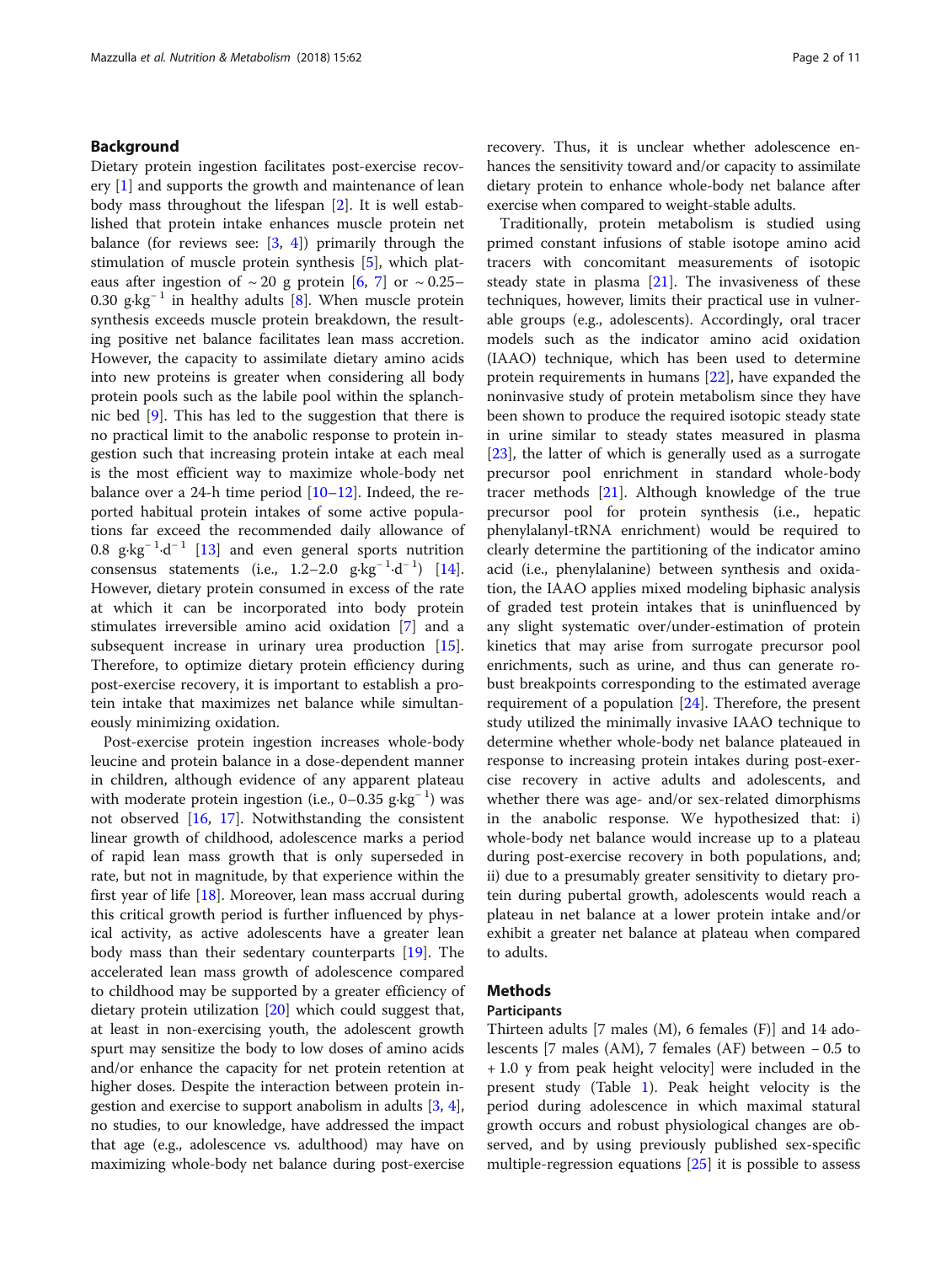## Background

Dietary protein ingestion facilitates post-exercise recovery [1] and supports the growth and maintenance of lean body mass throughout the lifespan [2]. It is well established that protein intake enhances muscle protein net balance (for reviews see: [3, 4]) primarily through the stimulation of muscle protein synthesis [5], which plateaus after ingestion of ~ 20 g protein [6, 7] or ~ 0.25–0.30 $g{\cdot}kg^{-1}$ in healthy adults [8]. When muscle protein synthesis exceeds muscle protein breakdown, the resulting positive net balance facilitates lean mass accretion. However, the capacity to assimilate dietary amino acids into new proteins is greater when considering all body protein pools such as the labile pool within the splanchnic bed [9]. This has led to the suggestion that there is no practical limit to the anabolic response to protein ingestion such that increasing protein intake at each meal is the most efficient way to maximize whole-body net balance over a 24-h time period [10–12]. Indeed, the reported habitual protein intakes of some active populations far exceed the recommended daily allowance of 0.8 $g{\cdot}kg^{-1}{\cdot}d^{-1}$ [13] and even general sports nutrition consensus statements (i.e., 1.2–2.0 $g{\cdot}kg^{-1}{\cdot}d^{-1}$) [14]. However, dietary protein consumed in excess of the rate at which it can be incorporated into body protein stimulates irreversible amino acid oxidation [7] and a subsequent increase in urinary urea production [15]. Therefore, to optimize dietary protein efficiency during post-exercise recovery, it is important to establish a protein intake that maximizes net balance while simultaneously minimizing oxidation.

Post-exercise protein ingestion increases whole-body leucine and protein balance in a dose-dependent manner in children, although evidence of any apparent plateau with moderate protein ingestion (i.e., 0–0.35 $g{\cdot}kg^{-1}$) was not observed [16, 17]. Notwithstanding the consistent linear growth of childhood, adolescence marks a period of rapid lean mass growth that is only superseded in rate, but not in magnitude, by that experience within the first year of life [18]. Moreover, lean mass accrual during this critical growth period is further influenced by physical activity, as active adolescents have a greater lean body mass than their sedentary counterparts [19]. The accelerated lean mass growth of adolescence compared to childhood may be supported by a greater efficiency of dietary protein utilization [20] which could suggest that, at least in non-exercising youth, the adolescent growth spurt may sensitize the body to low doses of amino acids and/or enhance the capacity for net protein retention at higher doses. Despite the interaction between protein ingestion and exercise to support anabolism in adults [3, 4], no studies, to our knowledge, have addressed the impact that age (e.g., adolescence vs. adulthood) may have on maximizing whole-body net balance during post-exercise recovery. Thus, it is unclear whether adolescence enhances the sensitivity toward and/or capacity to assimilate dietary protein to enhance whole-body net balance after exercise when compared to weight-stable adults.

Traditionally, protein metabolism is studied using primed constant infusions of stable isotope amino acid tracers with concomitant measurements of isotopic steady state in plasma [21]. The invasiveness of these techniques, however, limits their practical use in vulnerable groups (e.g., adolescents). Accordingly, oral tracer models such as the indicator amino acid oxidation (IAAO) technique, which has been used to determine protein requirements in humans [22], have expanded the noninvasive study of protein metabolism since they have been shown to produce the required isotopic steady state in urine similar to steady states measured in plasma [23], the latter of which is generally used as a surrogate precursor pool enrichment in standard whole-body tracer methods [21]. Although knowledge of the true precursor pool for protein synthesis (i.e., hepatic phenylalanyl-tRNA enrichment) would be required to clearly determine the partitioning of the indicator amino acid (i.e., phenylalanine) between synthesis and oxidation, the IAAO applies mixed modeling biphasic analysis of graded test protein intakes that is uninfluenced by any slight systematic over/under-estimation of protein kinetics that may arise from surrogate precursor pool enrichments, such as urine, and thus can generate robust breakpoints corresponding to the estimated average requirement of a population [24]. Therefore, the present study utilized the minimally invasive IAAO technique to determine whether whole-body net balance plateaued in response to increasing protein intakes during post-exercise recovery in active adults and adolescents, and whether there was age- and/or sex-related dimorphisms in the anabolic response. We hypothesized that: i) whole-body net balance would increase up to a plateau during post-exercise recovery in both populations, and; ii) due to a presumably greater sensitivity to dietary protein during pubertal growth, adolescents would reach a plateau in net balance at a lower protein intake and/or exhibit a greater net balance at plateau when compared to adults.

## Methods

### Participants

Thirteen adults [7 males (M), 6 females (F)] and 14 adolescents [7 males (AM), 7 females (AF) between − 0.5 to + 1.0 y from peak height velocity] were included in the present study (Table 1). Peak height velocity is the period during adolescence in which maximal statural growth occurs and robust physiological changes are observed, and by using previously published sex-specific multiple-regression equations [25] it is possible to assess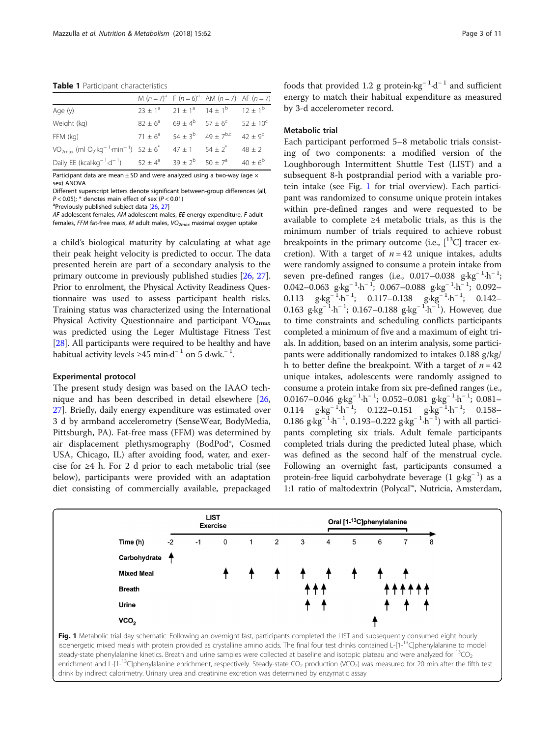**Table 1** Participant characteristics

| | M ($n = 7$)[a] | F ($n = 6$)[a] | AM ($n = 7$) | AF ($n = 7$) |
|---|---|---|---|---|
| Age (y) | $23 \pm 1^{a}$ | $21 \pm 1^{a}$ | $14 \pm 1^{b}$ | $12 \pm 1^{b}$ |
| Weight (kg) | $82 \pm 6^{a}$ | $69 \pm 4^{b}$ | $57 \pm 6^{c}$ | $52 \pm 10^{c}$ |
| FFM (kg) | $71 \pm 6^{a}$ | $54 \pm 3^{b}$ | $49 \pm 7^{b,c}$ | $42 \pm 9^{c}$ |
| $VO_{2max}$ (ml $O_2 \cdot kg^{-1} \cdot min^{-1}$) | $52 \pm 6^{*}$ | $47 \pm 1$ | $54 \pm 2^{*}$ | $48 \pm 2$ |
| Daily EE ($kcal \cdot kg^{-1} \cdot d^{-1}$) | $52 \pm 4^{a}$ | $39 \pm 2^{b}$ | $50 \pm 7^{a}$ | $40 \pm 6^{b}$ |

Participant data are mean ± SD and were analyzed using a two-way (age × sex) ANOVA

Different superscript letters denote significant between-group differences (all, $P < 0.05$); * denotes main effect of sex ($P < 0.01$)

[a]Previously published subject data [26, 27]

*AF* adolescent females, *AM* adolescent males, *EE* energy expenditure, *F* adult females, *FFM* fat-free mass, *M* adult males, $VO_{2max}$ maximal oxygen uptake

a child's biological maturity by calculating at what age their peak height velocity is predicted to occur. The data presented herein are part of a secondary analysis to the primary outcome in previously published studies [26, 27]. Prior to enrolment, the Physical Activity Readiness Questionnaire was used to assess participant health risks. Training status was characterized using the International Physical Activity Questionnaire and participant $VO_{2max}$ was predicted using the Leger Multistage Fitness Test [28]. All participants were required to be healthy and have habitual activity levels ≥45 $min \cdot d^{-1}$ on 5 $d \cdot wk.^{-1}$.

### Experimental protocol

The present study design was based on the IAAO technique and has been described in detail elsewhere [26, 27]. Briefly, daily energy expenditure was estimated over 3 d by armband accelerometry (SenseWear, BodyMedia, Pittsburgh, PA). Fat-free mass (FFM) was determined by air displacement plethysmography (BodPod®, Cosmed USA, Chicago, IL) after avoiding food, water, and exercise for ≥4 h. For 2 d prior to each metabolic trial (see below), participants were provided with an adaptation diet consisting of commercially available, prepackaged foods that provided 1.2 g $protein \cdot kg^{-1} \cdot d^{-1}$ and sufficient energy to match their habitual expenditure as measured by 3-d accelerometer record.

### Metabolic trial

Each participant performed 5–8 metabolic trials consisting of two components: a modified version of the Loughborough Intermittent Shuttle Test (LIST) and a subsequent 8-h postprandial period with a variable protein intake (see Fig. 1 for trial overview). Each participant was randomized to consume unique protein intakes within pre-defined ranges and were requested to be available to complete ≥4 metabolic trials, as this is the minimum number of trials required to achieve robust breakpoints in the primary outcome (i.e., [$^{13}$C] tracer excretion). With a target of $n = 42$ unique intakes, adults were randomly assigned to consume a protein intake from seven pre-defined ranges (i.e., 0.017–0.038 $g \cdot kg^{-1} \cdot h^{-1}$; 0.042–0.063 $g \cdot kg^{-1} \cdot h^{-1}$; 0.067–0.088 $g \cdot kg^{-1} \cdot h^{-1}$; 0.092–0.113 $g \cdot kg^{-1} \cdot h^{-1}$; 0.117–0.138 $g \cdot kg^{-1} \cdot h^{-1}$; 0.142–0.163 $g \cdot kg^{-1} \cdot h^{-1}$; 0.167–0.188 $g \cdot kg^{-1} \cdot h^{-1}$). However, due to time constraints and scheduling conflicts participants completed a minimum of five and a maximum of eight trials. In addition, based on an interim analysis, some participants were additionally randomized to intakes 0.188 g/kg/h to better define the breakpoint. With a target of $n = 42$ unique intakes, adolescents were randomly assigned to consume a protein intake from six pre-defined ranges (i.e., 0.0167–0.046 $g \cdot kg^{-1} \cdot h^{-1}$; 0.052–0.081 $g \cdot kg^{-1} \cdot h^{-1}$; 0.081–0.114 $g \cdot kg^{-1} \cdot h^{-1}$; 0.122–0.151 $g \cdot kg^{-1} \cdot h^{-1}$; 0.158–0.186 $g \cdot kg^{-1} \cdot h^{-1}$, 0.193–0.222 $g \cdot kg^{-1} \cdot h^{-1}$) with all participants completing six trials. Adult female participants completed trials during the predicted luteal phase, which was defined as the second half of the menstrual cycle. Following an overnight fast, participants consumed a protein-free liquid carbohydrate beverage (1 $g \cdot kg^{-1}$) as a 1:1 ratio of maltodextrin (Polycal™, Nutricia, Amsterdam,

**Fig. 1** Metabolic trial day schematic. Following an overnight fast, participants completed the LIST and subsequently consumed eight hourly isoenergetic mixed meals with protein provided as crystalline amino acids. The final four test drinks contained L-[1-$^{13}$C]phenylalanine to model steady-state phenylalanine kinetics. Breath and urine samples were collected at baseline and isotopic plateau and were analyzed for $^{13}CO_2$ enrichment and L-[1-$^{13}$C]phenylalanine enrichment, respectively. Steady-state $CO_2$ production ($VCO_2$) was measured for 20 min after the fifth test drink by indirect calorimetry. Urinary urea and creatinine excretion was determined by enzymatic assay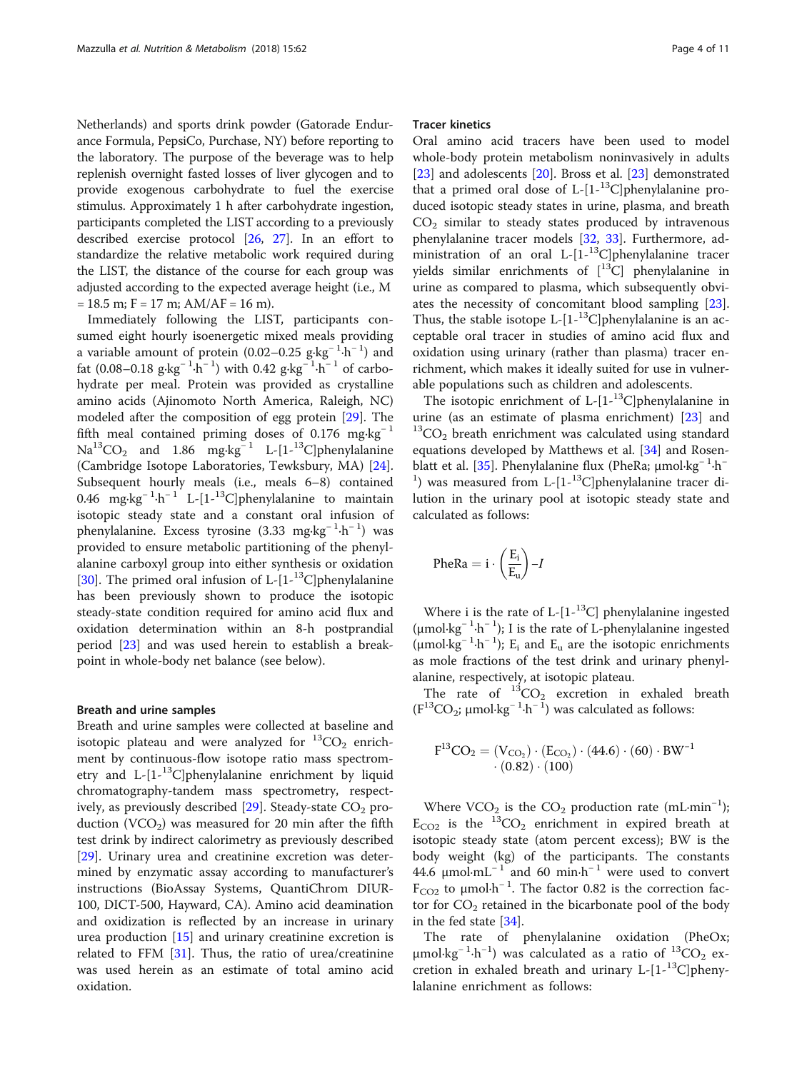Netherlands) and sports drink powder (Gatorade Endurance Formula, PepsiCo, Purchase, NY) before reporting to the laboratory. The purpose of the beverage was to help replenish overnight fasted losses of liver glycogen and to provide exogenous carbohydrate to fuel the exercise stimulus. Approximately 1 h after carbohydrate ingestion, participants completed the LIST according to a previously described exercise protocol [26, 27]. In an effort to standardize the relative metabolic work required during the LIST, the distance of the course for each group was adjusted according to the expected average height (i.e., M = 18.5 m; F = 17 m; AM/AF = 16 m).

Immediately following the LIST, participants consumed eight hourly isoenergetic mixed meals providing a variable amount of protein (0.02–0.25 $g{\cdot}kg^{-1}{\cdot}h^{-1}$) and fat (0.08–0.18 $g{\cdot}kg^{-1}{\cdot}h^{-1}$) with 0.42 $g{\cdot}kg^{-1}{\cdot}h^{-1}$ of carbohydrate per meal. Protein was provided as crystalline amino acids (Ajinomoto North America, Raleigh, NC) modeled after the composition of egg protein [29]. The fifth meal contained priming doses of 0.176 $mg{\cdot}kg^{-1}$ $Na^{13}CO_2$ and 1.86 $mg{\cdot}kg^{-1}$ L-[1-$^{13}$C]phenylalanine (Cambridge Isotope Laboratories, Tewksbury, MA) [24]. Subsequent hourly meals (i.e., meals 6–8) contained 0.46 $mg{\cdot}kg^{-1}{\cdot}h^{-1}$ L-[1-$^{13}$C]phenylalanine to maintain isotopic steady state and a constant oral infusion of phenylalanine. Excess tyrosine (3.33 $mg{\cdot}kg^{-1}{\cdot}h^{-1}$) was provided to ensure metabolic partitioning of the phenylalanine carboxyl group into either synthesis or oxidation [30]. The primed oral infusion of L-[1-$^{13}$C]phenylalanine has been previously shown to produce the isotopic steady-state condition required for amino acid flux and oxidation determination within an 8-h postprandial period [23] and was used herein to establish a breakpoint in whole-body net balance (see below).

### Breath and urine samples

Breath and urine samples were collected at baseline and isotopic plateau and were analyzed for $^{13}CO_2$ enrichment by continuous-flow isotope ratio mass spectrometry and L-[1-$^{13}$C]phenylalanine enrichment by liquid chromatography-tandem mass spectrometry, respectively, as previously described [29]. Steady-state $CO_2$ production ($VCO_2$) was measured for 20 min after the fifth test drink by indirect calorimetry as previously described [29]. Urinary urea and creatinine excretion was determined by enzymatic assay according to manufacturer's instructions (BioAssay Systems, QuantiChrom DIUR-100, DICT-500, Hayward, CA). Amino acid deamination and oxidization is reflected by an increase in urinary urea production [15] and urinary creatinine excretion is related to FFM [31]. Thus, the ratio of urea/creatinine was used herein as an estimate of total amino acid oxidation.

### Tracer kinetics

Oral amino acid tracers have been used to model whole-body protein metabolism noninvasively in adults [23] and adolescents [20]. Bross et al. [23] demonstrated that a primed oral dose of L-[1-$^{13}$C]phenylalanine produced isotopic steady states in urine, plasma, and breath $CO_2$ similar to steady states produced by intravenous phenylalanine tracer models [32, 33]. Furthermore, administration of an oral L-[1-$^{13}$C]phenylalanine tracer yields similar enrichments of [$^{13}$C] phenylalanine in urine as compared to plasma, which subsequently obviates the necessity of concomitant blood sampling [23]. Thus, the stable isotope L-[1-$^{13}$C]phenylalanine is an acceptable oral tracer in studies of amino acid flux and oxidation using urinary (rather than plasma) tracer enrichment, which makes it ideally suited for use in vulnerable populations such as children and adolescents.

The isotopic enrichment of L-[1-$^{13}$C]phenylalanine in urine (as an estimate of plasma enrichment) [23] and $^{13}CO_2$ breath enrichment was calculated using standard equations developed by Matthews et al. [34] and Rosenblatt et al. [35]. Phenylalanine flux (PheRa; $\mu mol{\cdot}kg^{-1}{\cdot}h^{-1}$) was measured from L-[1-$^{13}$C]phenylalanine tracer dilution in the urinary pool at isotopic steady state and calculated as follows:

$$\text{PheRa} = i \cdot \left(\frac{E_i}{E_u}\right) - I$$

Where i is the rate of L-[1-$^{13}$C] phenylalanine ingested ($\mu mol{\cdot}kg^{-1}{\cdot}h^{-1}$); I is the rate of L-phenylalanine ingested ($\mu mol{\cdot}kg^{-1}{\cdot}h^{-1}$); $E_i$ and $E_u$ are the isotopic enrichments as mole fractions of the test drink and urinary phenylalanine, respectively, at isotopic plateau.

The rate of $^{13}CO_2$ excretion in exhaled breath ($F^{13}CO_2$; $\mu mol{\cdot}kg^{-1}{\cdot}h^{-1}$) was calculated as follows:

$$F^{13}CO_2 = (V_{CO_2}) \cdot (E_{CO_2}) \cdot (44.6) \cdot (60) \cdot BW^{-1} \cdot (0.82) \cdot (100)$$

Where $VCO_2$ is the $CO_2$ production rate ($mL{\cdot}min^{-1}$); $E_{CO2}$ is the $^{13}CO_2$ enrichment in expired breath at isotopic steady state (atom percent excess); BW is the body weight (kg) of the participants. The constants 44.6 $\mu mol{\cdot}mL^{-1}$ and 60 $min{\cdot}h^{-1}$ were used to convert $F_{CO2}$ to $\mu mol{\cdot}h^{-1}$. The factor 0.82 is the correction factor for $CO_2$ retained in the bicarbonate pool of the body in the fed state [34].

The rate of phenylalanine oxidation (PheOx; $\mu mol{\cdot}kg^{-1}{\cdot}h^{-1}$) was calculated as a ratio of $^{13}CO_2$ excretion in exhaled breath and urinary L-[1-$^{13}$C]phenylalanine enrichment as follows: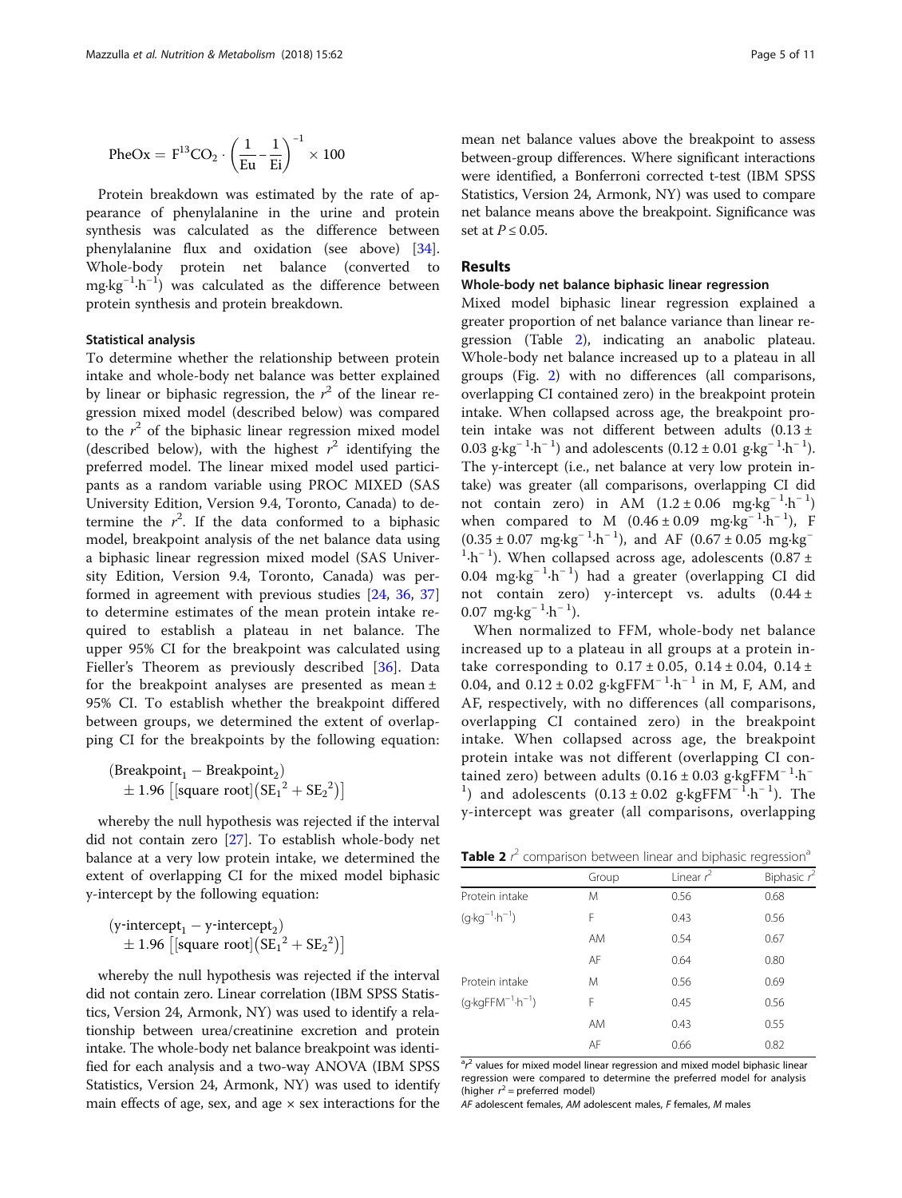$$\text{PheOx} = \text{F}^{13}\text{CO}_2 \cdot \left(\frac{1}{\text{Eu}} - \frac{1}{\text{Ei}}\right)^{-1} \times 100$$

Protein breakdown was estimated by the rate of appearance of phenylalanine in the urine and protein synthesis was calculated as the difference between phenylalanine flux and oxidation (see above) [34]. Whole-body protein net balance (converted to $\text{mg}\cdot\text{kg}^{-1}\cdot\text{h}^{-1}$) was calculated as the difference between protein synthesis and protein breakdown.

### Statistical analysis

To determine whether the relationship between protein intake and whole-body net balance was better explained by linear or biphasic regression, the $r^2$ of the linear regression mixed model (described below) was compared to the $r^2$ of the biphasic linear regression mixed model (described below), with the highest $r^2$ identifying the preferred model. The linear mixed model used participants as a random variable using PROC MIXED (SAS University Edition, Version 9.4, Toronto, Canada) to determine the $r^2$. If the data conformed to a biphasic model, breakpoint analysis of the net balance data using a biphasic linear regression mixed model (SAS University Edition, Version 9.4, Toronto, Canada) was performed in agreement with previous studies [24, 36, 37] to determine estimates of the mean protein intake required to establish a plateau in net balance. The upper 95% CI for the breakpoint was calculated using Fieller's Theorem as previously described [36]. Data for the breakpoint analyses are presented as mean ± 95% CI. To establish whether the breakpoint differed between groups, we determined the extent of overlapping CI for the breakpoints by the following equation:

$$(\text{Breakpoint}_1 - \text{Breakpoint}_2) \pm 1.96\left[[\text{square root}]\left(\text{SE}_1{}^2 + \text{SE}_2{}^2\right)\right]$$

whereby the null hypothesis was rejected if the interval did not contain zero [27]. To establish whole-body net balance at a very low protein intake, we determined the extent of overlapping CI for the mixed model biphasic y-intercept by the following equation:

$$(\text{y-intercept}_1 - \text{y-intercept}_2) \pm 1.96\left[[\text{square root}]\left(\text{SE}_1{}^2 + \text{SE}_2{}^2\right)\right]$$

whereby the null hypothesis was rejected if the interval did not contain zero. Linear correlation (IBM SPSS Statistics, Version 24, Armonk, NY) was used to identify a relationship between urea/creatinine excretion and protein intake. The whole-body net balance breakpoint was identified for each analysis and a two-way ANOVA (IBM SPSS Statistics, Version 24, Armonk, NY) was used to identify main effects of age, sex, and age × sex interactions for the mean net balance values above the breakpoint to assess between-group differences. Where significant interactions were identified, a Bonferroni corrected t-test (IBM SPSS Statistics, Version 24, Armonk, NY) was used to compare net balance means above the breakpoint. Significance was set at $P \leq 0.05$.

## Results

### Whole-body net balance biphasic linear regression

Mixed model biphasic linear regression explained a greater proportion of net balance variance than linear regression (Table 2), indicating an anabolic plateau. Whole-body net balance increased up to a plateau in all groups (Fig. 2) with no differences (all comparisons, overlapping CI contained zero) in the breakpoint protein intake. When collapsed across age, the breakpoint protein intake was not different between adults ($0.13 \pm 0.03\ \text{g}\cdot\text{kg}^{-1}\cdot\text{h}^{-1}$) and adolescents ($0.12 \pm 0.01\ \text{g}\cdot\text{kg}^{-1}\cdot\text{h}^{-1}$). The y-intercept (i.e., net balance at very low protein intake) was greater (all comparisons, overlapping CI did not contain zero) in AM ($1.2 \pm 0.06\ \text{mg}\cdot\text{kg}^{-1}\cdot\text{h}^{-1}$) when compared to M ($0.46 \pm 0.09\ \text{mg}\cdot\text{kg}^{-1}\cdot\text{h}^{-1}$), F ($0.35 \pm 0.07\ \text{mg}\cdot\text{kg}^{-1}\cdot\text{h}^{-1}$), and AF ($0.67 \pm 0.05\ \text{mg}\cdot\text{kg}^{-1}\cdot\text{h}^{-1}$). When collapsed across age, adolescents ($0.87 \pm 0.04\ \text{mg}\cdot\text{kg}^{-1}\cdot\text{h}^{-1}$) had a greater (overlapping CI did not contain zero) y-intercept vs. adults ($0.44 \pm 0.07\ \text{mg}\cdot\text{kg}^{-1}\cdot\text{h}^{-1}$).

When normalized to FFM, whole-body net balance increased up to a plateau in all groups at a protein intake corresponding to $0.17 \pm 0.05$, $0.14 \pm 0.04$, $0.14 \pm 0.04$, and $0.12 \pm 0.02\ \text{g}\cdot\text{kgFFM}^{-1}\cdot\text{h}^{-1}$ in M, F, AM, and AF, respectively, with no differences (all comparisons, overlapping CI contained zero) in the breakpoint intake. When collapsed across age, the breakpoint protein intake was not different (overlapping CI contained zero) between adults ($0.16 \pm 0.03\ \text{g}\cdot\text{kgFFM}^{-1}\cdot\text{h}^{-1}$) and adolescents ($0.13 \pm 0.02\ \text{g}\cdot\text{kgFFM}^{-1}\cdot\text{h}^{-1}$). The y-intercept was greater (all comparisons, overlapping

**Table 2** $r^2$ comparison between linear and biphasic regression[a]

| | Group | Linear $r^2$ | Biphasic $r^2$ |
|---|---|---|---|
| Protein intake | M | 0.56 | 0.68 |
| ($\text{g}\cdot\text{kg}^{-1}\cdot\text{h}^{-1}$) | F | 0.43 | 0.56 |
| | AM | 0.54 | 0.67 |
| | AF | 0.64 | 0.80 |
| Protein intake | M | 0.56 | 0.69 |
| ($\text{g}\cdot\text{kgFFM}^{-1}\cdot\text{h}^{-1}$) | F | 0.45 | 0.56 |
| | AM | 0.43 | 0.55 |
| | AF | 0.66 | 0.82 |

[a] $r^2$ values for mixed model linear regression and mixed model biphasic linear regression were compared to determine the preferred model for analysis (higher $r^2$ = preferred model)

*AF* adolescent females, *AM* adolescent males, *F* females, *M* males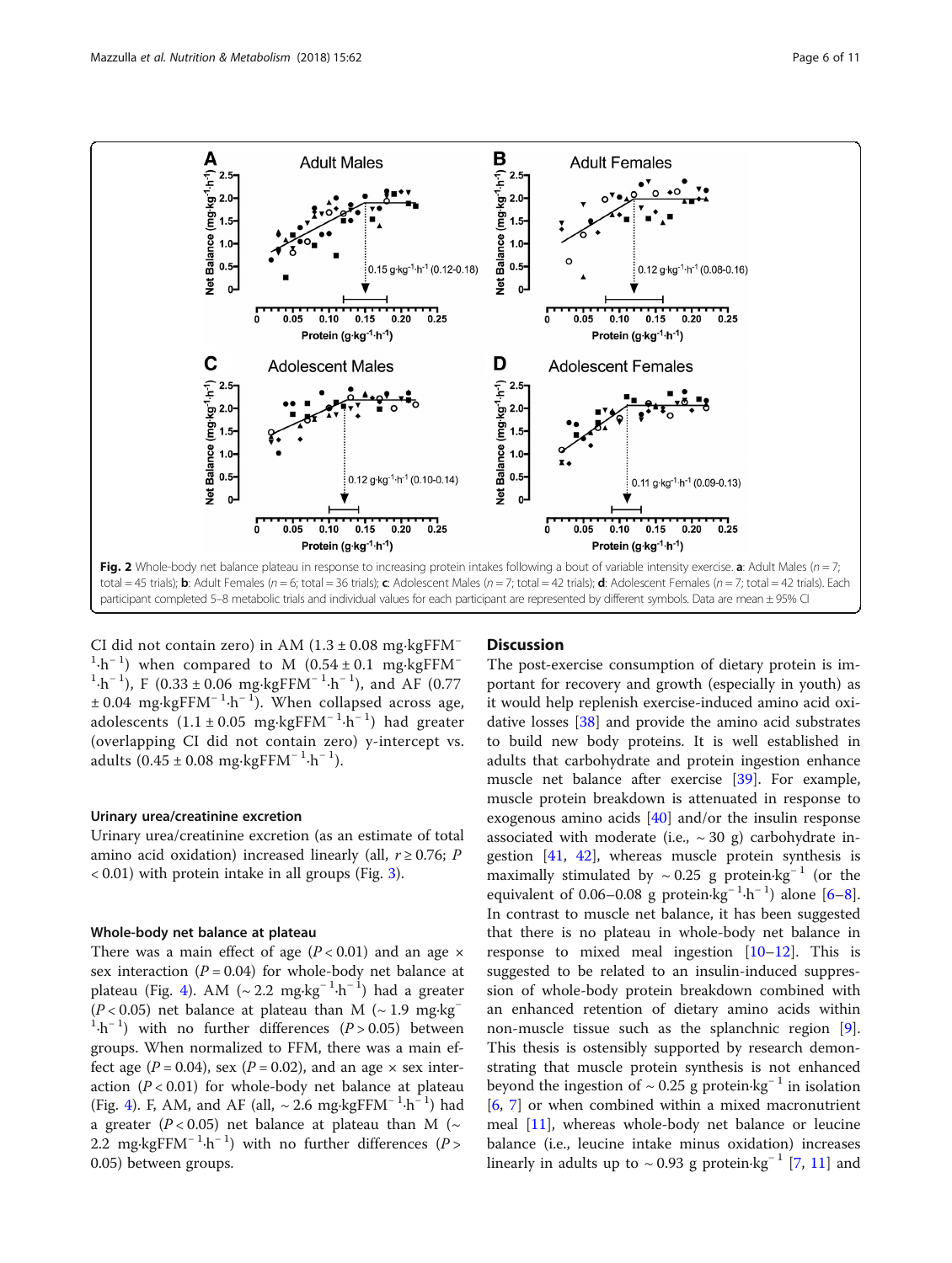**Fig. 2** Whole-body net balance plateau in response to increasing protein intakes following a bout of variable intensity exercise. **a**: Adult Males ($n = 7$; total = 45 trials); **b**: Adult Females ($n = 6$; total = 36 trials); **c**: Adolescent Males ($n = 7$; total = 42 trials); **d**: Adolescent Females ($n = 7$; total = 42 trials). Each participant completed 5–8 metabolic trials and individual values for each participant are represented by different symbols. Data are mean ± 95% CI

CI did not contain zero) in AM ($1.3 \pm 0.08$ mg·kgFFM$^{-1}$·h$^{-1}$) when compared to M ($0.54 \pm 0.1$ mg·kgFFM$^{-1}$·h$^{-1}$), F ($0.33 \pm 0.06$ mg·kgFFM$^{-1}$·h$^{-1}$), and AF ($0.77 \pm 0.04$ mg·kgFFM$^{-1}$·h$^{-1}$). When collapsed across age, adolescents ($1.1 \pm 0.05$ mg·kgFFM$^{-1}$·h$^{-1}$) had greater (overlapping CI did not contain zero) y-intercept vs. adults ($0.45 \pm 0.08$ mg·kgFFM$^{-1}$·h$^{-1}$).

#### Urinary urea/creatinine excretion

Urinary urea/creatinine excretion (as an estimate of total amino acid oxidation) increased linearly (all, $r \geq 0.76$; $P < 0.01$) with protein intake in all groups (Fig. 3).

#### Whole-body net balance at plateau

There was a main effect of age ($P < 0.01$) and an age × sex interaction ($P = 0.04$) for whole-body net balance at plateau (Fig. 4). AM (~ 2.2 mg·kg$^{-1}$·h$^{-1}$) had a greater ($P < 0.05$) net balance at plateau than M (~ 1.9 mg·kg$^{-1}$·h$^{-1}$) with no further differences ($P > 0.05$) between groups. When normalized to FFM, there was a main effect age ($P = 0.04$), sex ($P = 0.02$), and an age × sex interaction ($P < 0.01$) for whole-body net balance at plateau (Fig. 4). F, AM, and AF (all, ~ 2.6 mg·kgFFM$^{-1}$·h$^{-1}$) had a greater ($P < 0.05$) net balance at plateau than M (~ 2.2 mg·kgFFM$^{-1}$·h$^{-1}$) with no further differences ($P > 0.05$) between groups.

## Discussion

The post-exercise consumption of dietary protein is important for recovery and growth (especially in youth) as it would help replenish exercise-induced amino acid oxidative losses [38] and provide the amino acid substrates to build new body proteins. It is well established in adults that carbohydrate and protein ingestion enhance muscle net balance after exercise [39]. For example, muscle protein breakdown is attenuated in response to exogenous amino acids [40] and/or the insulin response associated with moderate (i.e., ~ 30 g) carbohydrate ingestion [41, 42], whereas muscle protein synthesis is maximally stimulated by ~ 0.25 g protein·kg$^{-1}$ (or the equivalent of 0.06–0.08 g protein·kg$^{-1}$·h$^{-1}$) alone [6–8]. In contrast to muscle net balance, it has been suggested that there is no plateau in whole-body net balance in response to mixed meal ingestion [10–12]. This is suggested to be related to an insulin-induced suppression of whole-body protein breakdown combined with an enhanced retention of dietary amino acids within non-muscle tissue such as the splanchnic region [9]. This thesis is ostensibly supported by research demonstrating that muscle protein synthesis is not enhanced beyond the ingestion of ~ 0.25 g protein·kg$^{-1}$ in isolation [6, 7] or when combined within a mixed macronutrient meal [11], whereas whole-body net balance or leucine balance (i.e., leucine intake minus oxidation) increases linearly in adults up to ~ 0.93 g protein·kg$^{-1}$ [7, 11] and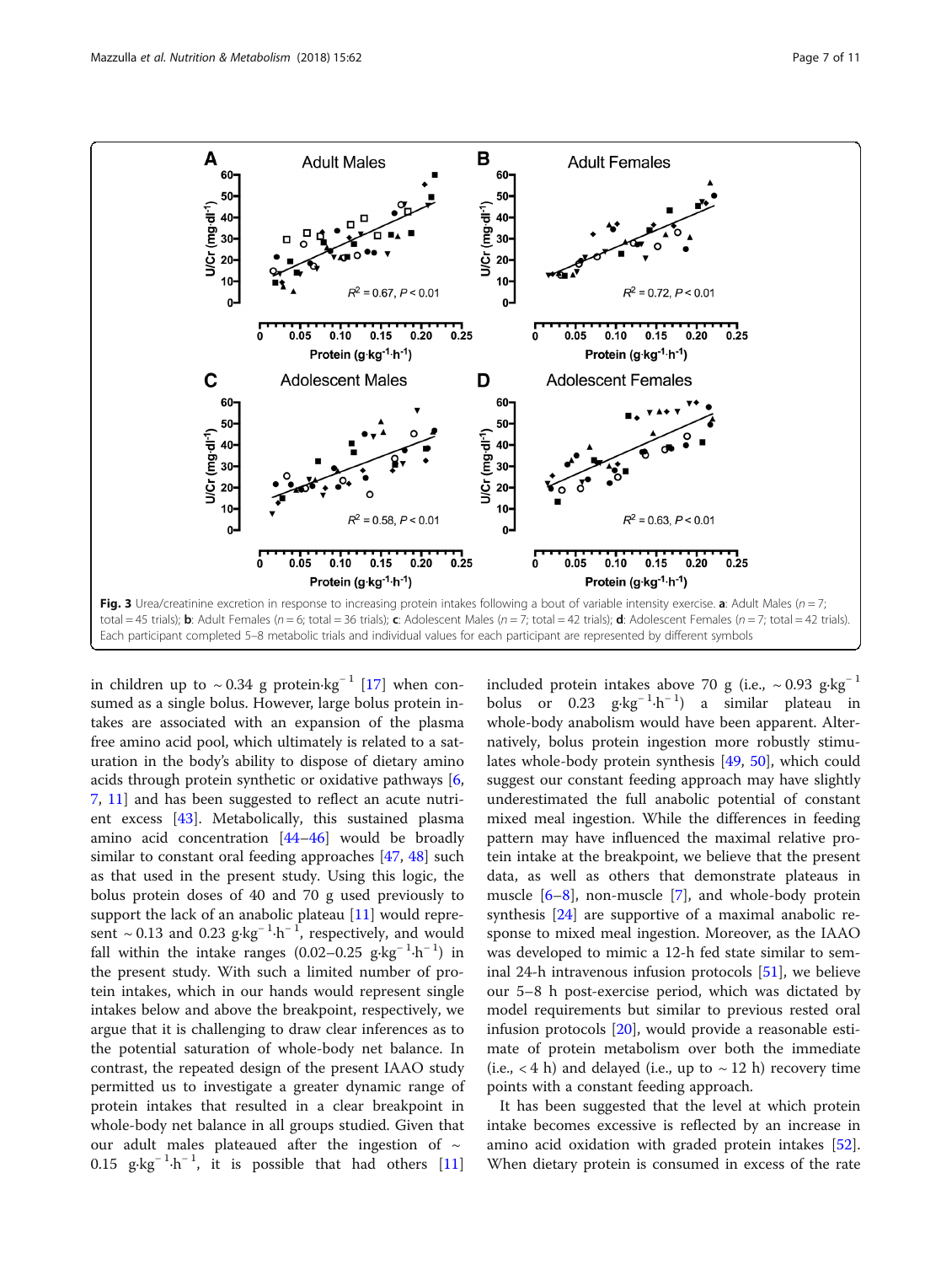**Fig. 3** Urea/creatinine excretion in response to increasing protein intakes following a bout of variable intensity exercise. **a**: Adult Males ($n = 7$; total = 45 trials); **b**: Adult Females ($n = 6$; total = 36 trials); **c**: Adolescent Males ($n = 7$; total = 42 trials); **d**: Adolescent Females ($n = 7$; total = 42 trials). Each participant completed 5–8 metabolic trials and individual values for each participant are represented by different symbols

in children up to ~ 0.34 g protein·kg$^{-1}$ [17] when consumed as a single bolus. However, large bolus protein intakes are associated with an expansion of the plasma free amino acid pool, which ultimately is related to a saturation in the body's ability to dispose of dietary amino acids through protein synthetic or oxidative pathways [6, 7, 11] and has been suggested to reflect an acute nutrient excess [43]. Metabolically, this sustained plasma amino acid concentration [44–46] would be broadly similar to constant oral feeding approaches [47, 48] such as that used in the present study. Using this logic, the bolus protein doses of 40 and 70 g used previously to support the lack of an anabolic plateau [11] would represent ~ 0.13 and 0.23 g·kg$^{-1}$·h$^{-1}$, respectively, and would fall within the intake ranges (0.02–0.25 g·kg$^{-1}$·h$^{-1}$) in the present study. With such a limited number of protein intakes, which in our hands would represent single intakes below and above the breakpoint, respectively, we argue that it is challenging to draw clear inferences as to the potential saturation of whole-body net balance. In contrast, the repeated design of the present IAAO study permitted us to investigate a greater dynamic range of protein intakes that resulted in a clear breakpoint in whole-body net balance in all groups studied. Given that our adult males plateaued after the ingestion of ~ 0.15 g·kg$^{-1}$·h$^{-1}$, it is possible that had others [11] included protein intakes above 70 g (i.e., ~ 0.93 g·kg$^{-1}$ bolus or 0.23 g·kg$^{-1}$·h$^{-1}$) a similar plateau in whole-body anabolism would have been apparent. Alternatively, bolus protein ingestion more robustly stimulates whole-body protein synthesis [49, 50], which could suggest our constant feeding approach may have slightly underestimated the full anabolic potential of constant mixed meal ingestion. While the differences in feeding pattern may have influenced the maximal relative protein intake at the breakpoint, we believe that the present data, as well as others that demonstrate plateaus in muscle [6–8], non-muscle [7], and whole-body protein synthesis [24] are supportive of a maximal anabolic response to mixed meal ingestion. Moreover, as the IAAO was developed to mimic a 12-h fed state similar to seminal 24-h intravenous infusion protocols [51], we believe our 5–8 h post-exercise period, which was dictated by model requirements but similar to previous rested oral infusion protocols [20], would provide a reasonable estimate of protein metabolism over both the immediate (i.e., < 4 h) and delayed (i.e., up to ~ 12 h) recovery time points with a constant feeding approach.

It has been suggested that the level at which protein intake becomes excessive is reflected by an increase in amino acid oxidation with graded protein intakes [52]. When dietary protein is consumed in excess of the rate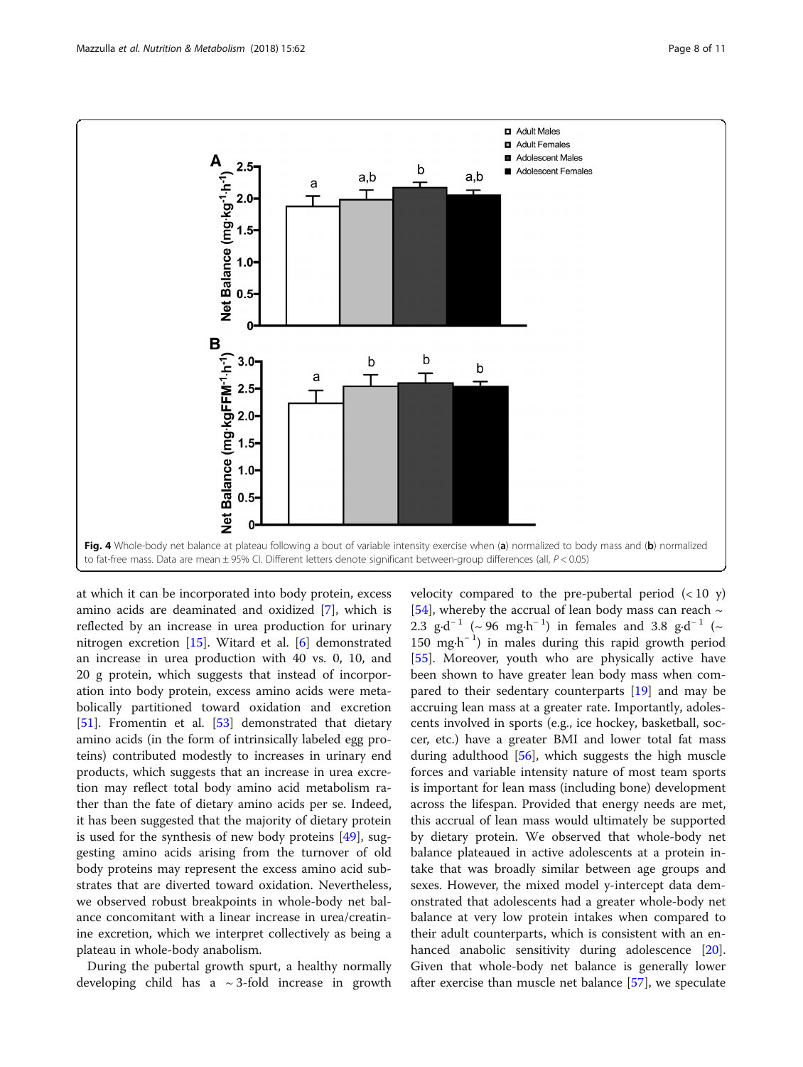**Fig. 4** Whole-body net balance at plateau following a bout of variable intensity exercise when (**a**) normalized to body mass and (**b**) normalized to fat-free mass. Data are mean ± 95% CI. Different letters denote significant between-group differences (all, $P < 0.05$)

at which it can be incorporated into body protein, excess amino acids are deaminated and oxidized [7], which is reflected by an increase in urea production for urinary nitrogen excretion [15]. Witard et al. [6] demonstrated an increase in urea production with 40 vs. 0, 10, and 20 g protein, which suggests that instead of incorporation into body protein, excess amino acids were metabolically partitioned toward oxidation and excretion [51]. Fromentin et al. [53] demonstrated that dietary amino acids (in the form of intrinsically labeled egg proteins) contributed modestly to increases in urinary end products, which suggests that an increase in urea excretion may reflect total body amino acid metabolism rather than the fate of dietary amino acids per se. Indeed, it has been suggested that the majority of dietary protein is used for the synthesis of new body proteins [49], suggesting amino acids arising from the turnover of old body proteins may represent the excess amino acid substrates that are diverted toward oxidation. Nevertheless, we observed robust breakpoints in whole-body net balance concomitant with a linear increase in urea/creatinine excretion, which we interpret collectively as being a plateau in whole-body anabolism.

During the pubertal growth spurt, a healthy normally developing child has a ~3-fold increase in growth velocity compared to the pre-pubertal period (< 10 y) [54], whereby the accrual of lean body mass can reach ~ 2.3 $g{\cdot}d^{-1}$ (~ 96 $mg{\cdot}h^{-1}$) in females and 3.8 $g{\cdot}d^{-1}$ (~ 150 $mg{\cdot}h^{-1}$) in males during this rapid growth period [55]. Moreover, youth who are physically active have been shown to have greater lean body mass when compared to their sedentary counterparts [19] and may be accruing lean mass at a greater rate. Importantly, adolescents involved in sports (e.g., ice hockey, basketball, soccer, etc.) have a greater BMI and lower total fat mass during adulthood [56], which suggests the high muscle forces and variable intensity nature of most team sports is important for lean mass (including bone) development across the lifespan. Provided that energy needs are met, this accrual of lean mass would ultimately be supported by dietary protein. We observed that whole-body net balance plateaued in active adolescents at a protein intake that was broadly similar between age groups and sexes. However, the mixed model y-intercept data demonstrated that adolescents had a greater whole-body net balance at very low protein intakes when compared to their adult counterparts, which is consistent with an enhanced anabolic sensitivity during adolescence [20]. Given that whole-body net balance is generally lower after exercise than muscle net balance [57], we speculate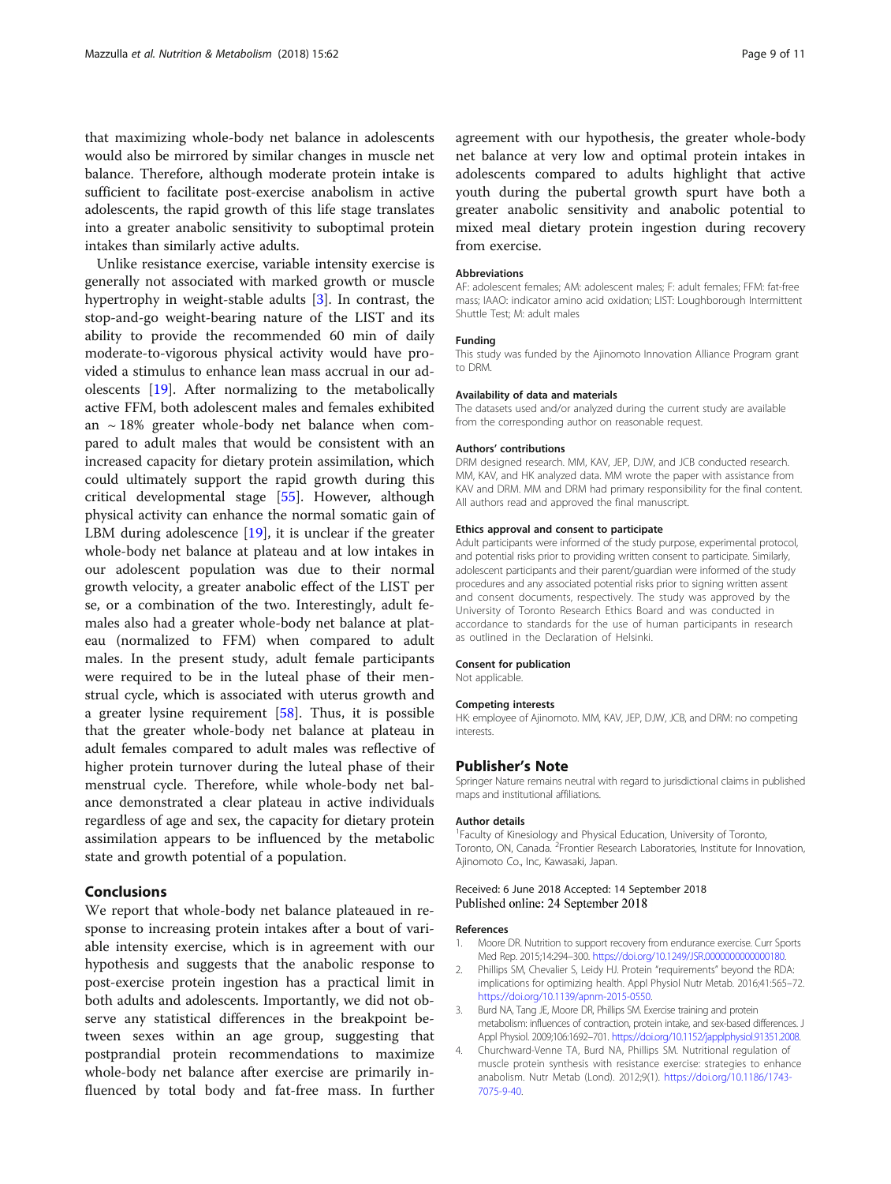that maximizing whole-body net balance in adolescents would also be mirrored by similar changes in muscle net balance. Therefore, although moderate protein intake is sufficient to facilitate post-exercise anabolism in active adolescents, the rapid growth of this life stage translates into a greater anabolic sensitivity to suboptimal protein intakes than similarly active adults.

Unlike resistance exercise, variable intensity exercise is generally not associated with marked growth or muscle hypertrophy in weight-stable adults [3]. In contrast, the stop-and-go weight-bearing nature of the LIST and its ability to provide the recommended 60 min of daily moderate-to-vigorous physical activity would have provided a stimulus to enhance lean mass accrual in our adolescents [19]. After normalizing to the metabolically active FFM, both adolescent males and females exhibited an ~ 18% greater whole-body net balance when compared to adult males that would be consistent with an increased capacity for dietary protein assimilation, which could ultimately support the rapid growth during this critical developmental stage [55]. However, although physical activity can enhance the normal somatic gain of LBM during adolescence [19], it is unclear if the greater whole-body net balance at plateau and at low intakes in our adolescent population was due to their normal growth velocity, a greater anabolic effect of the LIST per se, or a combination of the two. Interestingly, adult females also had a greater whole-body net balance at plateau (normalized to FFM) when compared to adult males. In the present study, adult female participants were required to be in the luteal phase of their menstrual cycle, which is associated with uterus growth and a greater lysine requirement [58]. Thus, it is possible that the greater whole-body net balance at plateau in adult females compared to adult males was reflective of higher protein turnover during the luteal phase of their menstrual cycle. Therefore, while whole-body net balance demonstrated a clear plateau in active individuals regardless of age and sex, the capacity for dietary protein assimilation appears to be influenced by the metabolic state and growth potential of a population.

## Conclusions

We report that whole-body net balance plateaued in response to increasing protein intakes after a bout of variable intensity exercise, which is in agreement with our hypothesis and suggests that the anabolic response to post-exercise protein ingestion has a practical limit in both adults and adolescents. Importantly, we did not observe any statistical differences in the breakpoint between sexes within an age group, suggesting that postprandial protein recommendations to maximize whole-body net balance after exercise are primarily influenced by total body and fat-free mass. In further agreement with our hypothesis, the greater whole-body net balance at very low and optimal protein intakes in adolescents compared to adults highlight that active youth during the pubertal growth spurt have both a greater anabolic sensitivity and anabolic potential to mixed meal dietary protein ingestion during recovery from exercise.

### Abbreviations

AF: adolescent females; AM: adolescent males; F: adult females; FFM: fat-free mass; IAAO: indicator amino acid oxidation; LIST: Loughborough Intermittent Shuttle Test; M: adult males

### Funding

This study was funded by the Ajinomoto Innovation Alliance Program grant to DRM.

### Availability of data and materials

The datasets used and/or analyzed during the current study are available from the corresponding author on reasonable request.

### Authors' contributions

DRM designed research. MM, KAV, JEP, DJW, and JCB conducted research. MM, KAV, and HK analyzed data. MM wrote the paper with assistance from KAV and DRM. MM and DRM had primary responsibility for the final content. All authors read and approved the final manuscript.

### Ethics approval and consent to participate

Adult participants were informed of the study purpose, experimental protocol, and potential risks prior to providing written consent to participate. Similarly, adolescent participants and their parent/guardian were informed of the study procedures and any associated potential risks prior to signing written assent and consent documents, respectively. The study was approved by the University of Toronto Research Ethics Board and was conducted in accordance to standards for the use of human participants in research as outlined in the Declaration of Helsinki.

### Consent for publication

Not applicable.

### Competing interests

HK: employee of Ajinomoto. MM, KAV, JEP, DJW, JCB, and DRM: no competing interests.

## Publisher's Note

Springer Nature remains neutral with regard to jurisdictional claims in published maps and institutional affiliations.

### Author details

[1]Faculty of Kinesiology and Physical Education, University of Toronto, Toronto, ON, Canada. [2]Frontier Research Laboratories, Institute for Innovation, Ajinomoto Co., Inc, Kawasaki, Japan.

Received: 6 June 2018 Accepted: 14 September 2018
Published online: 24 September 2018

### References

1. Moore DR. Nutrition to support recovery from endurance exercise. Curr Sports Med Rep. 2015;14:294–300. https://doi.org/10.1249/JSR.0000000000000180.
2. Phillips SM, Chevalier S, Leidy HJ. Protein "requirements" beyond the RDA: implications for optimizing health. Appl Physiol Nutr Metab. 2016;41:565–72. https://doi.org/10.1139/apnm-2015-0550.
3. Burd NA, Tang JE, Moore DR, Phillips SM. Exercise training and protein metabolism: influences of contraction, protein intake, and sex-based differences. J Appl Physiol. 2009;106:1692–701. https://doi.org/10.1152/japplphysiol.91351.2008.
4. Churchward-Venne TA, Burd NA, Phillips SM. Nutritional regulation of muscle protein synthesis with resistance exercise: strategies to enhance anabolism. Nutr Metab (Lond). 2012;9(1). https://doi.org/10.1186/1743-7075-9-40.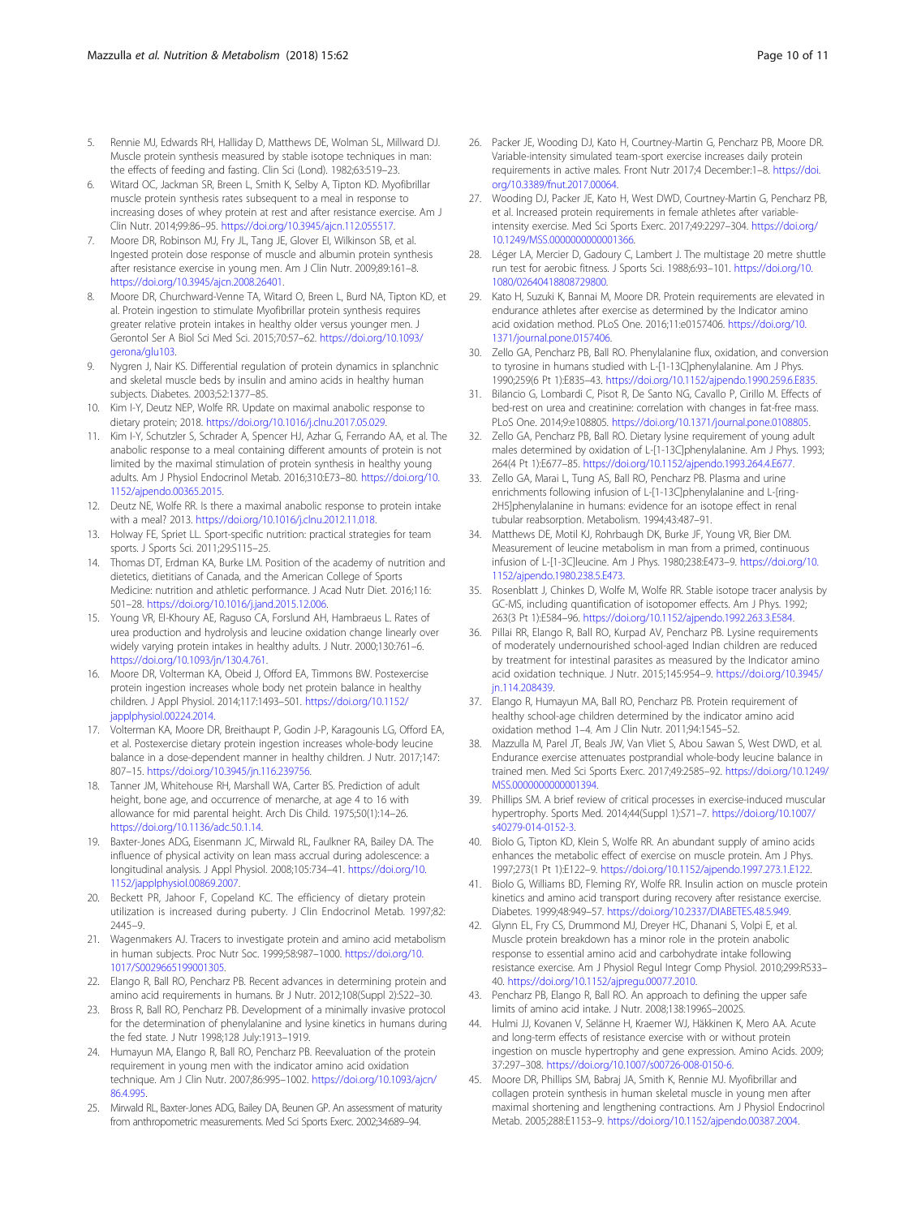5. Rennie MJ, Edwards RH, Halliday D, Matthews DE, Wolman SL, Millward DJ. Muscle protein synthesis measured by stable isotope techniques in man: the effects of feeding and fasting. Clin Sci (Lond). 1982;63:519–23.
6. Witard OC, Jackman SR, Breen L, Smith K, Selby A, Tipton KD. Myofibrillar muscle protein synthesis rates subsequent to a meal in response to increasing doses of whey protein at rest and after resistance exercise. Am J Clin Nutr. 2014;99:86–95. https://doi.org/10.3945/ajcn.112.055517.
7. Moore DR, Robinson MJ, Fry JL, Tang JE, Glover EI, Wilkinson SB, et al. Ingested protein dose response of muscle and albumin protein synthesis after resistance exercise in young men. Am J Clin Nutr. 2009;89:161–8. https://doi.org/10.3945/ajcn.2008.26401.
8. Moore DR, Churchward-Venne TA, Witard O, Breen L, Burd NA, Tipton KD, et al. Protein ingestion to stimulate Myofibrillar protein synthesis requires greater relative protein intakes in healthy older versus younger men. J Gerontol Ser A Biol Sci Med Sci. 2015;70:57–62. https://doi.org/10.1093/gerona/glu103.
9. Nygren J, Nair KS. Differential regulation of protein dynamics in splanchnic and skeletal muscle beds by insulin and amino acids in healthy human subjects. Diabetes. 2003;52:1377–85.
10. Kim I-Y, Deutz NEP, Wolfe RR. Update on maximal anabolic response to dietary protein; 2018. https://doi.org/10.1016/j.clnu.2017.05.029.
11. Kim I-Y, Schutzler S, Schrader A, Spencer HJ, Azhar G, Ferrando AA, et al. The anabolic response to a meal containing different amounts of protein is not limited by the maximal stimulation of protein synthesis in healthy young adults. Am J Physiol Endocrinol Metab. 2016;310:E73–80. https://doi.org/10.1152/ajpendo.00365.2015.
12. Deutz NE, Wolfe RR. Is there a maximal anabolic response to protein intake with a meal? 2013. https://doi.org/10.1016/j.clnu.2012.11.018.
13. Holway FE, Spriet LL. Sport-specific nutrition: practical strategies for team sports. J Sports Sci. 2011;29:S115–25.
14. Thomas DT, Erdman KA, Burke LM. Position of the academy of nutrition and dietetics, dietitians of Canada, and the American College of Sports Medicine: nutrition and athletic performance. J Acad Nutr Diet. 2016;116:501–28. https://doi.org/10.1016/j.jand.2015.12.006.
15. Young VR, El-Khoury AE, Raguso CA, Forslund AH, Hambraeus L. Rates of urea production and hydrolysis and leucine oxidation change linearly over widely varying protein intakes in healthy adults. J Nutr. 2000;130:761–6. https://doi.org/10.1093/jn/130.4.761.
16. Moore DR, Volterman KA, Obeid J, Offord EA, Timmons BW. Postexercise protein ingestion increases whole body net protein balance in healthy children. J Appl Physiol. 2014;117:1493–501. https://doi.org/10.1152/japplphysiol.00224.2014.
17. Volterman KA, Moore DR, Breithaupt P, Godin J-P, Karagounis LG, Offord EA, et al. Postexercise dietary protein ingestion increases whole-body leucine balance in a dose-dependent manner in healthy children. J Nutr. 2017;147:807–15. https://doi.org/10.3945/jn.116.239756.
18. Tanner JM, Whitehouse RH, Marshall WA, Carter BS. Prediction of adult height, bone age, and occurrence of menarche, at age 4 to 16 with allowance for mid parental height. Arch Dis Child. 1975;50(1):14–26. https://doi.org/10.1136/adc.50.1.14.
19. Baxter-Jones ADG, Eisenmann JC, Mirwald RL, Faulkner RA, Bailey DA. The influence of physical activity on lean mass accrual during adolescence: a longitudinal analysis. J Appl Physiol. 2008;105:734–41. https://doi.org/10.1152/japplphysiol.00869.2007.
20. Beckett PR, Jahoor F, Copeland KC. The efficiency of dietary protein utilization is increased during puberty. J Clin Endocrinol Metab. 1997;82:2445–9.
21. Wagenmakers AJ. Tracers to investigate protein and amino acid metabolism in human subjects. Proc Nutr Soc. 1999;58:987–1000. https://doi.org/10.1017/S0029665199001305.
22. Elango R, Ball RO, Pencharz PB. Recent advances in determining protein and amino acid requirements in humans. Br J Nutr. 2012;108(Suppl 2):S22–30.
23. Bross R, Ball RO, Pencharz PB. Development of a minimally invasive protocol for the determination of phenylalanine and lysine kinetics in humans during the fed state. J Nutr 1998;128 July:1913–1919.
24. Humayun MA, Elango R, Ball RO, Pencharz PB. Reevaluation of the protein requirement in young men with the indicator amino acid oxidation technique. Am J Clin Nutr. 2007;86:995–1002. https://doi.org/10.1093/ajcn/86.4.995.
25. Mirwald RL, Baxter-Jones ADG, Bailey DA, Beunen GP. An assessment of maturity from anthropometric measurements. Med Sci Sports Exerc. 2002;34:689–94.
26. Packer JE, Wooding DJ, Kato H, Courtney-Martin G, Pencharz PB, Moore DR. Variable-intensity simulated team-sport exercise increases daily protein requirements in active males. Front Nutr 2017;4 December:1–8. https://doi.org/10.3389/fnut.2017.00064.
27. Wooding DJ, Packer JE, Kato H, West DWD, Courtney-Martin G, Pencharz PB, et al. Increased protein requirements in female athletes after variable-intensity exercise. Med Sci Sports Exerc. 2017;49:2297–304. https://doi.org/10.1249/MSS.0000000000001366.
28. Léger LA, Mercier D, Gadoury C, Lambert J. The multistage 20 metre shuttle run test for aerobic fitness. J Sports Sci. 1988;6:93–101. https://doi.org/10.1080/02640418808729800.
29. Kato H, Suzuki K, Bannai M, Moore DR. Protein requirements are elevated in endurance athletes after exercise as determined by the Indicator amino acid oxidation method. PLoS One. 2016;11:e0157406. https://doi.org/10.1371/journal.pone.0157406.
30. Zello GA, Pencharz PB, Ball RO. Phenylalanine flux, oxidation, and conversion to tyrosine in humans studied with L-[1-13C]phenylalanine. Am J Phys. 1990;259(6 Pt 1):E835–43. https://doi.org/10.1152/ajpendo.1990.259.6.E835.
31. Bilancio G, Lombardi C, Pisot R, De Santo NG, Cavallo P, Cirillo M. Effects of bed-rest on urea and creatinine: correlation with changes in fat-free mass. PLoS One. 2014;9:e108805. https://doi.org/10.1371/journal.pone.0108805.
32. Zello GA, Pencharz PB, Ball RO. Dietary lysine requirement of young adult males determined by oxidation of L-[1-13C]phenylalanine. Am J Phys. 1993;264(4 Pt 1):E677–85. https://doi.org/10.1152/ajpendo.1993.264.4.E677.
33. Zello GA, Marai L, Tung AS, Ball RO, Pencharz PB. Plasma and urine enrichments following infusion of L-[1-13C]phenylalanine and L-[ring-2H5]phenylalanine in humans: evidence for an isotope effect in renal tubular reabsorption. Metabolism. 1994;43:487–91.
34. Matthews DE, Motil KJ, Rohrbaugh DK, Burke JF, Young VR, Bier DM. Measurement of leucine metabolism in man from a primed, continuous infusion of L-[1-3C]leucine. Am J Phys. 1980;238:E473–9. https://doi.org/10.1152/ajpendo.1980.238.5.E473.
35. Rosenblatt J, Chinkes D, Wolfe M, Wolfe RR. Stable isotope tracer analysis by GC-MS, including quantification of isotopomer effects. Am J Phys. 1992;263(3 Pt 1):E584–96. https://doi.org/10.1152/ajpendo.1992.263.3.E584.
36. Pillai RR, Elango R, Ball RO, Kurpad AV, Pencharz PB. Lysine requirements of moderately undernourished school-aged Indian children are reduced by treatment for intestinal parasites as measured by the Indicator amino acid oxidation technique. J Nutr. 2015;145:954–9. https://doi.org/10.3945/jn.114.208439.
37. Elango R, Humayun MA, Ball RO, Pencharz PB. Protein requirement of healthy school-age children determined by the indicator amino acid oxidation method 1–4. Am J Clin Nutr. 2011;94:1545–52.
38. Mazzulla M, Parel JT, Beals JW, Van Vliet S, Abou Sawan S, West DWD, et al. Endurance exercise attenuates postprandial whole-body leucine balance in trained men. Med Sci Sports Exerc. 2017;49:2585–92. https://doi.org/10.1249/MSS.0000000000001394.
39. Phillips SM. A brief review of critical processes in exercise-induced muscular hypertrophy. Sports Med. 2014;44(Suppl 1):S71–7. https://doi.org/10.1007/s40279-014-0152-3.
40. Biolo G, Tipton KD, Klein S, Wolfe RR. An abundant supply of amino acids enhances the metabolic effect of exercise on muscle protein. Am J Phys. 1997;273(1 Pt 1):E122–9. https://doi.org/10.1152/ajpendo.1997.273.1.E122.
41. Biolo G, Williams BD, Fleming RY, Wolfe RR. Insulin action on muscle protein kinetics and amino acid transport during recovery after resistance exercise. Diabetes. 1999;48:949–57. https://doi.org/10.2337/DIABETES.48.5.949.
42. Glynn EL, Fry CS, Drummond MJ, Dreyer HC, Dhanani S, Volpi E, et al. Muscle protein breakdown has a minor role in the protein anabolic response to essential amino acid and carbohydrate intake following resistance exercise. Am J Physiol Regul Integr Comp Physiol. 2010;299:R533–40. https://doi.org/10.1152/ajpregu.00077.2010.
43. Pencharz PB, Elango R, Ball RO. An approach to defining the upper safe limits of amino acid intake. J Nutr. 2008;138:1996S–2002S.
44. Hulmi JJ, Kovanen V, Selänne H, Kraemer WJ, Häkkinen K, Mero AA. Acute and long-term effects of resistance exercise with or without protein ingestion on muscle hypertrophy and gene expression. Amino Acids. 2009;37:297–308. https://doi.org/10.1007/s00726-008-0150-6.
45. Moore DR, Phillips SM, Babraj JA, Smith K, Rennie MJ. Myofibrillar and collagen protein synthesis in human skeletal muscle in young men after maximal shortening and lengthening contractions. Am J Physiol Endocrinol Metab. 2005;288:E1153–9. https://doi.org/10.1152/ajpendo.00387.2004.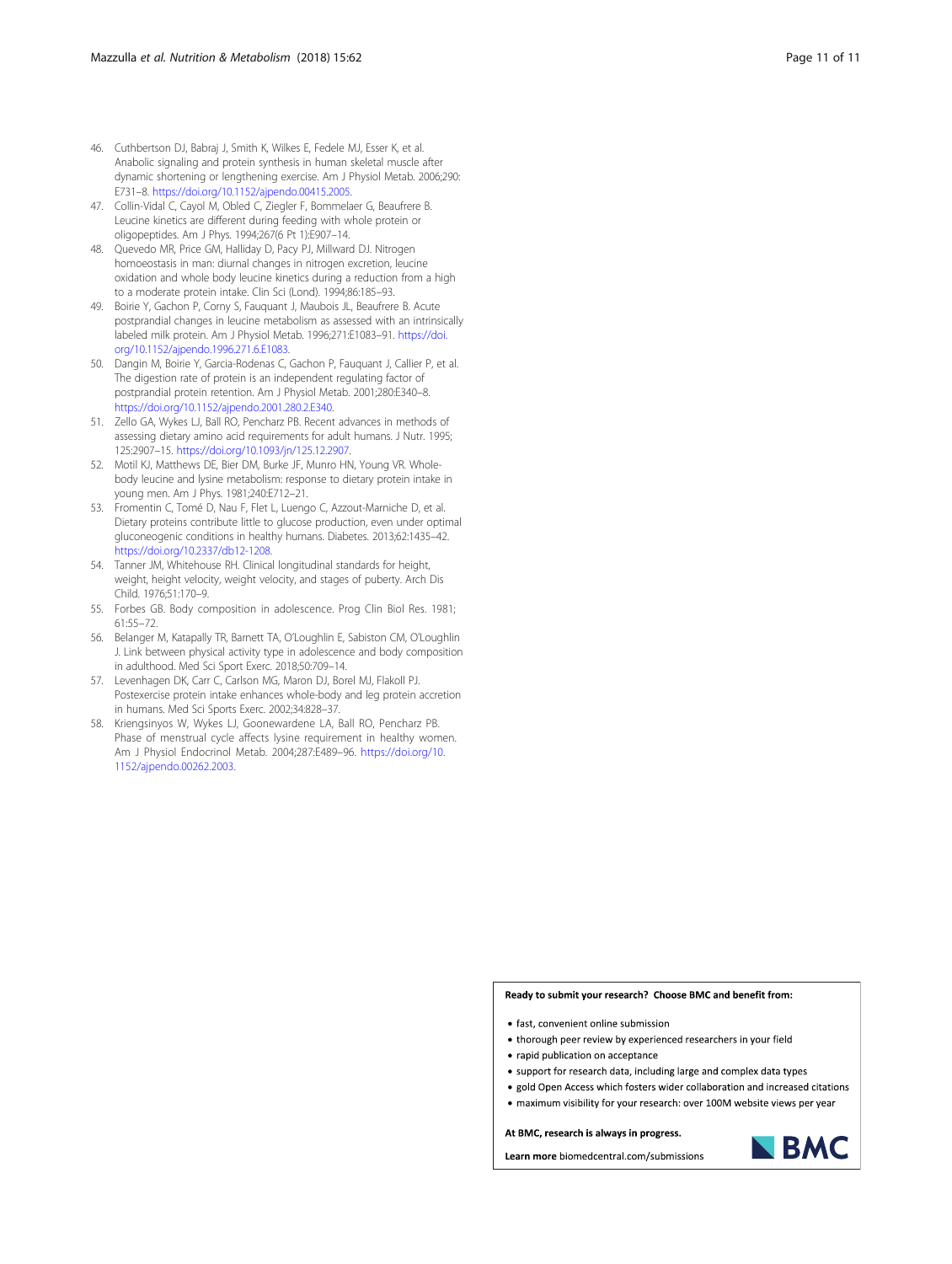46. Cuthbertson DJ, Babraj J, Smith K, Wilkes E, Fedele MJ, Esser K, et al. Anabolic signaling and protein synthesis in human skeletal muscle after dynamic shortening or lengthening exercise. Am J Physiol Metab. 2006;290: E731–8. https://doi.org/10.1152/ajpendo.00415.2005.
47. Collin-Vidal C, Cayol M, Obled C, Ziegler F, Bommelaer G, Beaufrere B. Leucine kinetics are different during feeding with whole protein or oligopeptides. Am J Phys. 1994;267(6 Pt 1):E907–14.
48. Quevedo MR, Price GM, Halliday D, Pacy PJ, Millward DJ. Nitrogen homoeostasis in man: diurnal changes in nitrogen excretion, leucine oxidation and whole body leucine kinetics during a reduction from a high to a moderate protein intake. Clin Sci (Lond). 1994;86:185–93.
49. Boirie Y, Gachon P, Corny S, Fauquant J, Maubois JL, Beaufrere B. Acute postprandial changes in leucine metabolism as assessed with an intrinsically labeled milk protein. Am J Physiol Metab. 1996;271:E1083–91. https://doi.org/10.1152/ajpendo.1996.271.6.E1083.
50. Dangin M, Boirie Y, Garcia-Rodenas C, Gachon P, Fauquant J, Callier P, et al. The digestion rate of protein is an independent regulating factor of postprandial protein retention. Am J Physiol Metab. 2001;280:E340–8. https://doi.org/10.1152/ajpendo.2001.280.2.E340.
51. Zello GA, Wykes LJ, Ball RO, Pencharz PB. Recent advances in methods of assessing dietary amino acid requirements for adult humans. J Nutr. 1995; 125:2907–15. https://doi.org/10.1093/jn/125.12.2907.
52. Motil KJ, Matthews DE, Bier DM, Burke JF, Munro HN, Young VR. Whole-body leucine and lysine metabolism: response to dietary protein intake in young men. Am J Phys. 1981;240:E712–21.
53. Fromentin C, Tomé D, Nau F, Flet L, Luengo C, Azzout-Marniche D, et al. Dietary proteins contribute little to glucose production, even under optimal gluconeogenic conditions in healthy humans. Diabetes. 2013;62:1435–42. https://doi.org/10.2337/db12-1208.
54. Tanner JM, Whitehouse RH. Clinical longitudinal standards for height, weight, height velocity, weight velocity, and stages of puberty. Arch Dis Child. 1976;51:170–9.
55. Forbes GB. Body composition in adolescence. Prog Clin Biol Res. 1981; 61:55–72.
56. Belanger M, Katapally TR, Barnett TA, O'Loughlin E, Sabiston CM, O'Loughlin J. Link between physical activity type in adolescence and body composition in adulthood. Med Sci Sport Exerc. 2018;50:709–14.
57. Levenhagen DK, Carr C, Carlson MG, Maron DJ, Borel MJ, Flakoll PJ. Postexercise protein intake enhances whole-body and leg protein accretion in humans. Med Sci Sports Exerc. 2002;34:828–37.
58. Kriengsinyos W, Wykes LJ, Goonewardene LA, Ball RO, Pencharz PB. Phase of menstrual cycle affects lysine requirement in healthy women. Am J Physiol Endocrinol Metab. 2004;287:E489–96. https://doi.org/10.1152/ajpendo.00262.2003.

**Ready to submit your research? Choose BMC and benefit from:**

- fast, convenient online submission
- thorough peer review by experienced researchers in your field
- rapid publication on acceptance
- support for research data, including large and complex data types
- gold Open Access which fosters wider collaboration and increased citations
- maximum visibility for your research: over 100M website views per year

**At BMC, research is always in progress.**

**Learn more** biomedcentral.com/submissions

BMC